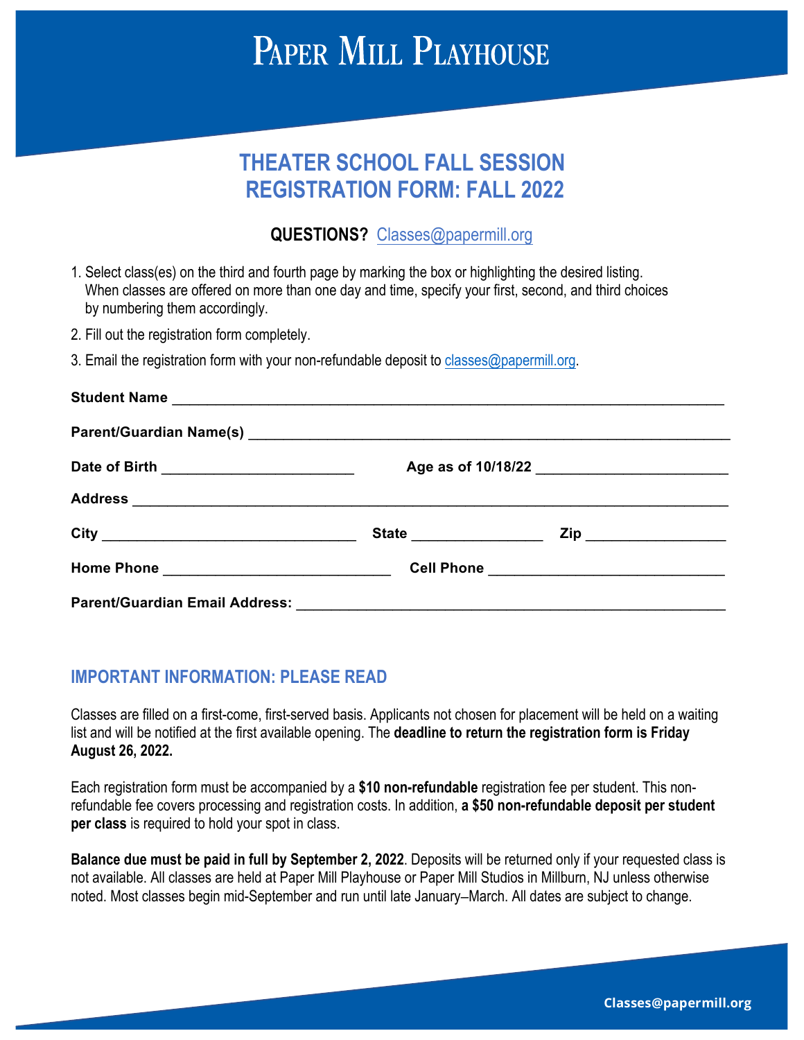# Paper Mill Playhouse

## THEATER SCHOOL FALL SESSION REGISTRATION FORM: FALL 2022

**QUESTIONS?** Classes@papermill.org

1. Select class(es) on the third and fourth page by marking the box or highlighting the desired listing. When classes are offered on more than one day and time, specify your first, second, and third choices by numbering them accordingly.
2. Fill out the registration form completely.
3. Email the registration form with your non-refundable deposit to classes@papermill.org.

**Student Name** ______________________________________________________________________

**Parent/Guardian Name(s)** ____________________________________________________________

**Date of Birth** ________________________ **Age as of 10/18/22** ________________________

**Address** ___________________________________________________________________________

**City** ________________________________ **State** ________________ **Zip** _________________

**Home Phone** ____________________________ **Cell Phone** _____________________________

**Parent/Guardian Email Address:** ____________________________________________________

### IMPORTANT INFORMATION: PLEASE READ

Classes are filled on a first-come, first-served basis. Applicants not chosen for placement will be held on a waiting list and will be notified at the first available opening. The **deadline to return the registration form is Friday August 26, 2022.**

Each registration form must be accompanied by a **$10 non-refundable** registration fee per student. This non-refundable fee covers processing and registration costs. In addition, **a $50 non-refundable deposit per student per class** is required to hold your spot in class.

**Balance due must be paid in full by September 2, 2022**. Deposits will be returned only if your requested class is not available. All classes are held at Paper Mill Playhouse or Paper Mill Studios in Millburn, NJ unless otherwise noted. Most classes begin mid-September and run until late January–March. All dates are subject to change.

**Classes@papermill.org**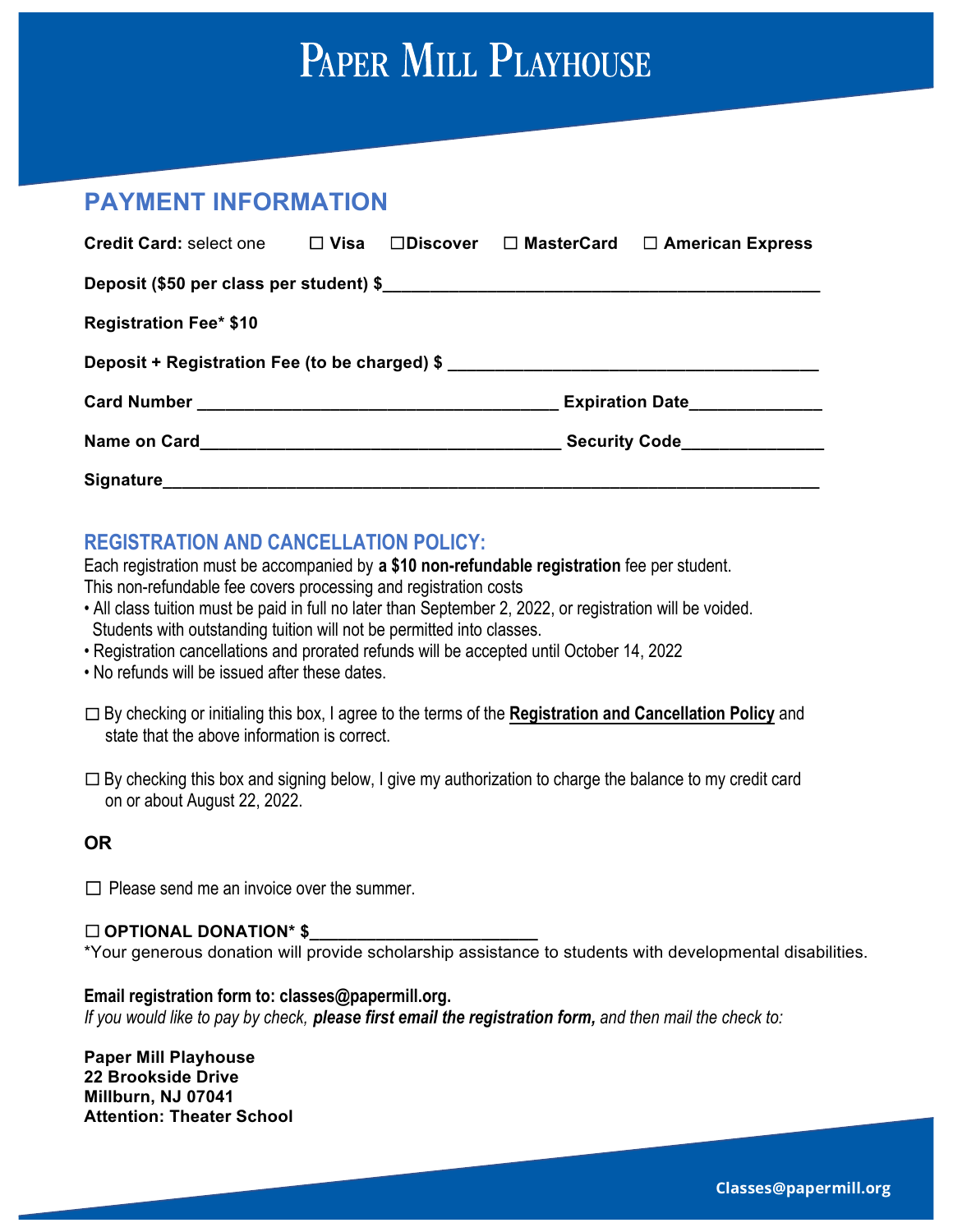# Paper Mill Playhouse

## PAYMENT INFORMATION

**Credit Card:** select one ☐ **Visa** ☐**Discover** ☐ **MasterCard** ☐ **American Express**

**Deposit ($50 per class per student) $**_____________________________________________

**Registration Fee* $10**

**Deposit + Registration Fee (to be charged) $** ______________________________________

**Card Number** _____________________________________ **Expiration Date**_____________

**Name on Card**_____________________________________ **Security Code**______________

**Signature**_____________________________________________________________________

## REGISTRATION AND CANCELLATION POLICY:

Each registration must be accompanied by **a $10 non-refundable registration** fee per student. This non-refundable fee covers processing and registration costs

- All class tuition must be paid in full no later than September 2, 2022, or registration will be voided. Students with outstanding tuition will not be permitted into classes.
- Registration cancellations and prorated refunds will be accepted until October 14, 2022
- No refunds will be issued after these dates.

☐ By checking or initialing this box, I agree to the terms of the **Registration and Cancellation Policy** and state that the above information is correct.

☐ By checking this box and signing below, I give my authorization to charge the balance to my credit card on or about August 22, 2022.

**OR**

☐ Please send me an invoice over the summer.

☐ **OPTIONAL DONATION* $**_______________________
*Your generous donation will provide scholarship assistance to students with developmental disabilities.

**Email registration form to: classes@papermill.org.**
*If you would like to pay by check,* ***please first email the registration form,*** *and then mail the check to:*

**Paper Mill Playhouse**
**22 Brookside Drive**
**Millburn, NJ 07041**
**Attention: Theater School**

**Classes@papermill.org**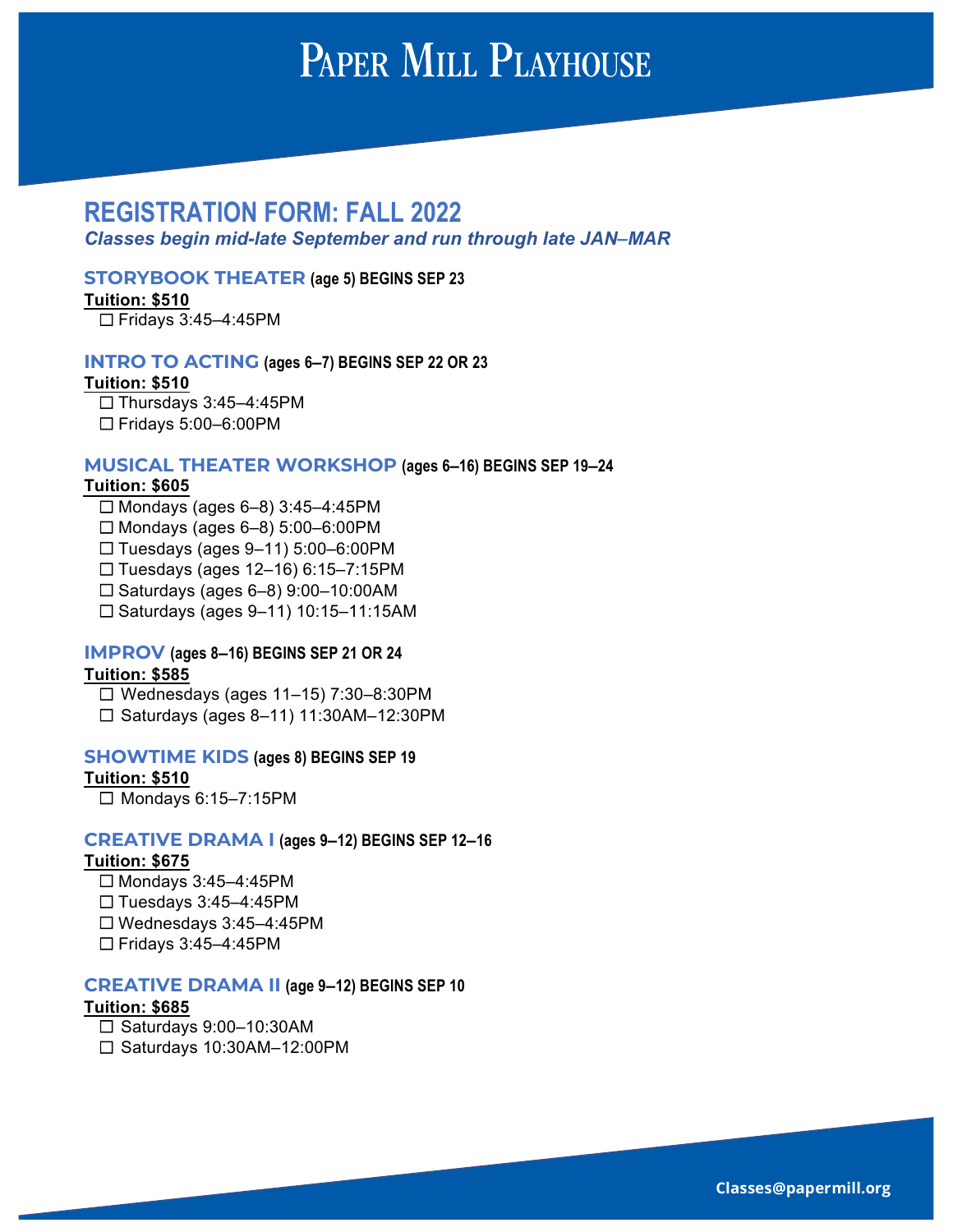# Paper Mill Playhouse

## REGISTRATION FORM: FALL 2022

***Classes begin mid-late September and run through late JAN–MAR***

### STORYBOOK THEATER (age 5) BEGINS SEP 23

**Tuition: $510**

- ☐ Fridays 3:45–4:45PM

### INTRO TO ACTING (ages 6–7) BEGINS SEP 22 OR 23

**Tuition: $510**

- ☐ Thursdays 3:45–4:45PM
- ☐ Fridays 5:00–6:00PM

### MUSICAL THEATER WORKSHOP (ages 6–16) BEGINS SEP 19–24

**Tuition: $605**

- ☐ Mondays (ages 6–8) 3:45–4:45PM
- ☐ Mondays (ages 6–8) 5:00–6:00PM
- ☐ Tuesdays (ages 9–11) 5:00–6:00PM
- ☐ Tuesdays (ages 12–16) 6:15–7:15PM
- ☐ Saturdays (ages 6–8) 9:00–10:00AM
- ☐ Saturdays (ages 9–11) 10:15–11:15AM

### IMPROV (ages 8–16) BEGINS SEP 21 OR 24

**Tuition: $585**

- ☐ Wednesdays (ages 11–15) 7:30–8:30PM
- ☐ Saturdays (ages 8–11) 11:30AM–12:30PM

### SHOWTIME KIDS (ages 8) BEGINS SEP 19

**Tuition: $510**

- ☐ Mondays 6:15–7:15PM

### CREATIVE DRAMA I (ages 9–12) BEGINS SEP 12–16

**Tuition: $675**

- ☐ Mondays 3:45–4:45PM
- ☐ Tuesdays 3:45–4:45PM
- ☐ Wednesdays 3:45–4:45PM
- ☐ Fridays 3:45–4:45PM

### CREATIVE DRAMA II (age 9–12) BEGINS SEP 10

**Tuition: $685**

- ☐ Saturdays 9:00–10:30AM
- ☐ Saturdays 10:30AM–12:00PM

Classes@papermill.org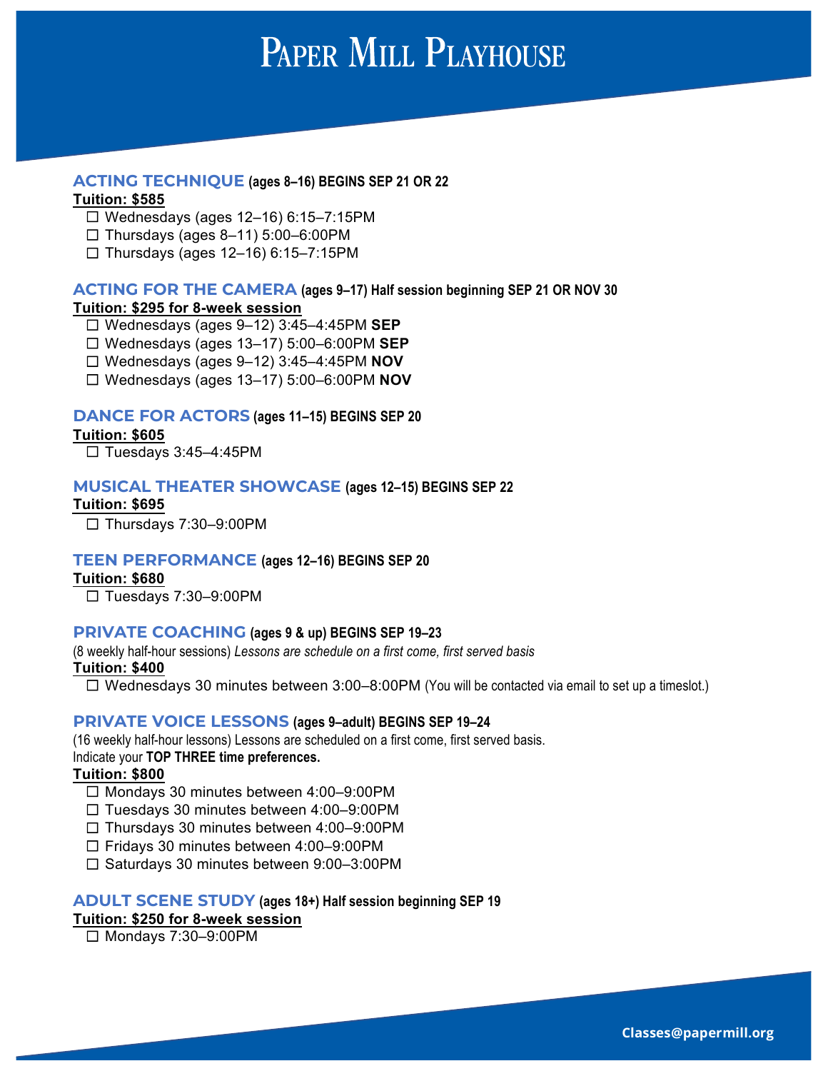# Paper Mill Playhouse

## ACTING TECHNIQUE (ages 8–16) BEGINS SEP 21 OR 22

**Tuition: $585**

- ☐ Wednesdays (ages 12–16) 6:15–7:15PM
- ☐ Thursdays (ages 8–11) 5:00–6:00PM
- ☐ Thursdays (ages 12–16) 6:15–7:15PM

## ACTING FOR THE CAMERA (ages 9–17) Half session beginning SEP 21 OR NOV 30

**Tuition: $295 for 8-week session**

- ☐ Wednesdays (ages 9–12) 3:45–4:45PM **SEP**
- ☐ Wednesdays (ages 13–17) 5:00–6:00PM **SEP**
- ☐ Wednesdays (ages 9–12) 3:45–4:45PM **NOV**
- ☐ Wednesdays (ages 13–17) 5:00–6:00PM **NOV**

## DANCE FOR ACTORS (ages 11–15) BEGINS SEP 20

**Tuition: $605**

- ☐ Tuesdays 3:45–4:45PM

## MUSICAL THEATER SHOWCASE (ages 12–15) BEGINS SEP 22

**Tuition: $695**

- ☐ Thursdays 7:30–9:00PM

## TEEN PERFORMANCE (ages 12–16) BEGINS SEP 20

**Tuition: $680**

- ☐ Tuesdays 7:30–9:00PM

## PRIVATE COACHING (ages 9 & up) BEGINS SEP 19–23

(8 weekly half-hour sessions) *Lessons are schedule on a first come, first served basis*

**Tuition: $400**

- ☐ Wednesdays 30 minutes between 3:00–8:00PM (You will be contacted via email to set up a timeslot.)

## PRIVATE VOICE LESSONS (ages 9–adult) BEGINS SEP 19–24

(16 weekly half-hour lessons) Lessons are scheduled on a first come, first served basis.
Indicate your **TOP THREE time preferences.**

**Tuition: $800**

- ☐ Mondays 30 minutes between 4:00–9:00PM
- ☐ Tuesdays 30 minutes between 4:00–9:00PM
- ☐ Thursdays 30 minutes between 4:00–9:00PM
- ☐ Fridays 30 minutes between 4:00–9:00PM
- ☐ Saturdays 30 minutes between 9:00–3:00PM

## ADULT SCENE STUDY (ages 18+) Half session beginning SEP 19

**Tuition: $250 for 8-week session**

- ☐ Mondays 7:30–9:00PM

Classes@papermill.org